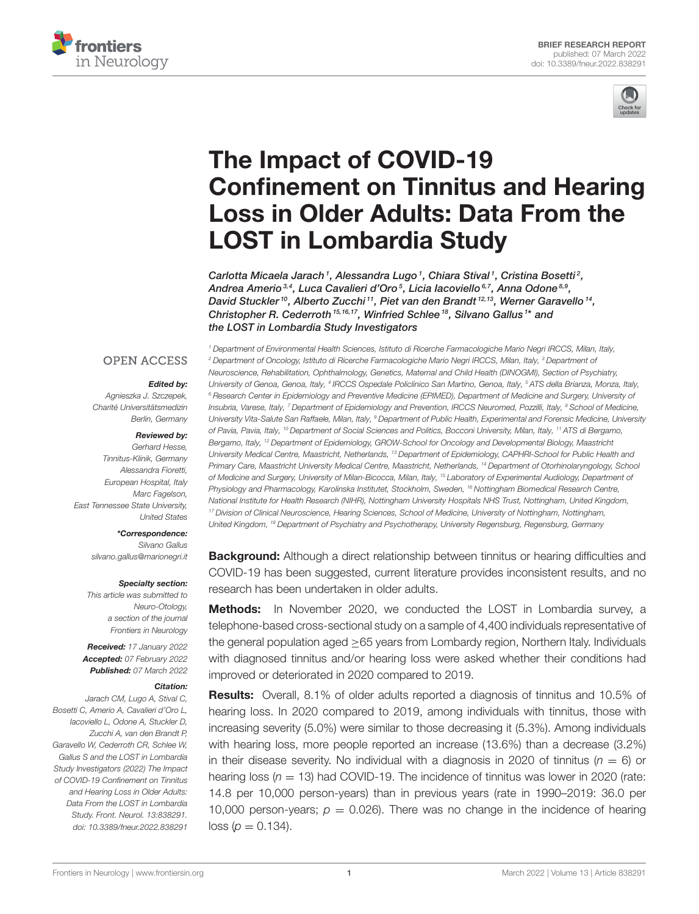BRIEF RESEARCH REPORT
published: 07 March 2022
doi: 10.3389/fneur.2022.838291

# The Impact of COVID-19 Confinement on Tinnitus and Hearing Loss in Older Adults: Data From the LOST in Lombardia Study

*Carlotta Micaela Jarach[1], Alessandra Lugo[1], Chiara Stival[1], Cristina Bosetti[2], Andrea Amerio[3,4], Luca Cavalieri d'Oro[5], Licia Iacoviello[6,7], Anna Odone[8,9], David Stuckler[10], Alberto Zucchi[11], Piet van den Brandt[12,13], Werner Garavello[14], Christopher R. Cederroth[15,16,17], Winfried Schlee[18], Silvano Gallus[1]* and the LOST in Lombardia Study Investigators*

[1] Department of Environmental Health Sciences, Istituto di Ricerche Farmacologiche Mario Negri IRCCS, Milan, Italy, [2] Department of Oncology, Istituto di Ricerche Farmacologiche Mario Negri IRCCS, Milan, Italy, [3] Department of Neuroscience, Rehabilitation, Ophthalmology, Genetics, Maternal and Child Health (DINOGMI), Section of Psychiatry, University of Genoa, Genoa, Italy, [4] IRCCS Ospedale Policlinico San Martino, Genoa, Italy, [5] ATS della Brianza, Monza, Italy, [6] Research Center in Epidemiology and Preventive Medicine (EPIMED), Department of Medicine and Surgery, University of Insubria, Varese, Italy, [7] Department of Epidemiology and Prevention, IRCCS Neuromed, Pozzilli, Italy, [8] School of Medicine, University Vita-Salute San Raffaele, Milan, Italy, [9] Department of Public Health, Experimental and Forensic Medicine, University of Pavia, Pavia, Italy, [10] Department of Social Sciences and Politics, Bocconi University, Milan, Italy, [11] ATS di Bergamo, Bergamo, Italy, [12] Department of Epidemiology, GROW-School for Oncology and Developmental Biology, Maastricht University Medical Centre, Maastricht, Netherlands, [13] Department of Epidemiology, CAPHRI-School for Public Health and Primary Care, Maastricht University Medical Centre, Maastricht, Netherlands, [14] Department of Otorhinolaryngology, School of Medicine and Surgery, University of Milan-Bicocca, Milan, Italy, [15] Laboratory of Experimental Audiology, Department of Physiology and Pharmacology, Karolinska Institutet, Stockholm, Sweden, [16] Nottingham Biomedical Research Centre, National Institute for Health Research (NIHR), Nottingham University Hospitals NHS Trust, Nottingham, United Kingdom, [17] Division of Clinical Neuroscience, Hearing Sciences, School of Medicine, University of Nottingham, Nottingham, United Kingdom, [18] Department of Psychiatry and Psychotherapy, University Regensburg, Regensburg, Germany

OPEN ACCESS

***Edited by:***
Agnieszka J. Szczepek, Charité Universitätsmedizin Berlin, Germany

***Reviewed by:***
Gerhard Hesse, Tinnitus-Klinik, Germany
Alessandra Fioretti, European Hospital, Italy
Marc Fagelson, East Tennessee State University, United States

***\*Correspondence:***
Silvano Gallus
silvano.gallus@marionegri.it

***Specialty section:***
This article was submitted to Neuro-Otology, a section of the journal Frontiers in Neurology

***Received:*** 17 January 2022
***Accepted:*** 07 February 2022
***Published:*** 07 March 2022

***Citation:***
Jarach CM, Lugo A, Stival C, Bosetti C, Amerio A, Cavalieri d'Oro L, Iacoviello L, Odone A, Stuckler D, Zucchi A, van den Brandt P, Garavello W, Cederroth CR, Schlee W, Gallus S and the LOST in Lombardia Study Investigators (2022) The Impact of COVID-19 Confinement on Tinnitus and Hearing Loss in Older Adults: Data From the LOST in Lombardia Study. Front. Neurol. 13:838291. doi: 10.3389/fneur.2022.838291

**Background:** Although a direct relationship between tinnitus or hearing difficulties and COVID-19 has been suggested, current literature provides inconsistent results, and no research has been undertaken in older adults.

**Methods:** In November 2020, we conducted the LOST in Lombardia survey, a telephone-based cross-sectional study on a sample of 4,400 individuals representative of the general population aged ≥65 years from Lombardy region, Northern Italy. Individuals with diagnosed tinnitus and/or hearing loss were asked whether their conditions had improved or deteriorated in 2020 compared to 2019.

**Results:** Overall, 8.1% of older adults reported a diagnosis of tinnitus and 10.5% of hearing loss. In 2020 compared to 2019, among individuals with tinnitus, those with increasing severity (5.0%) were similar to those decreasing it (5.3%). Among individuals with hearing loss, more people reported an increase (13.6%) than a decrease (3.2%) in their disease severity. No individual with a diagnosis in 2020 of tinnitus ($n = 6$) or hearing loss ($n = 13$) had COVID-19. The incidence of tinnitus was lower in 2020 (rate: 14.8 per 10,000 person-years) than in previous years (rate in 1990–2019: 36.0 per 10,000 person-years; $p = 0.026$). There was no change in the incidence of hearing loss ($p = 0.134$).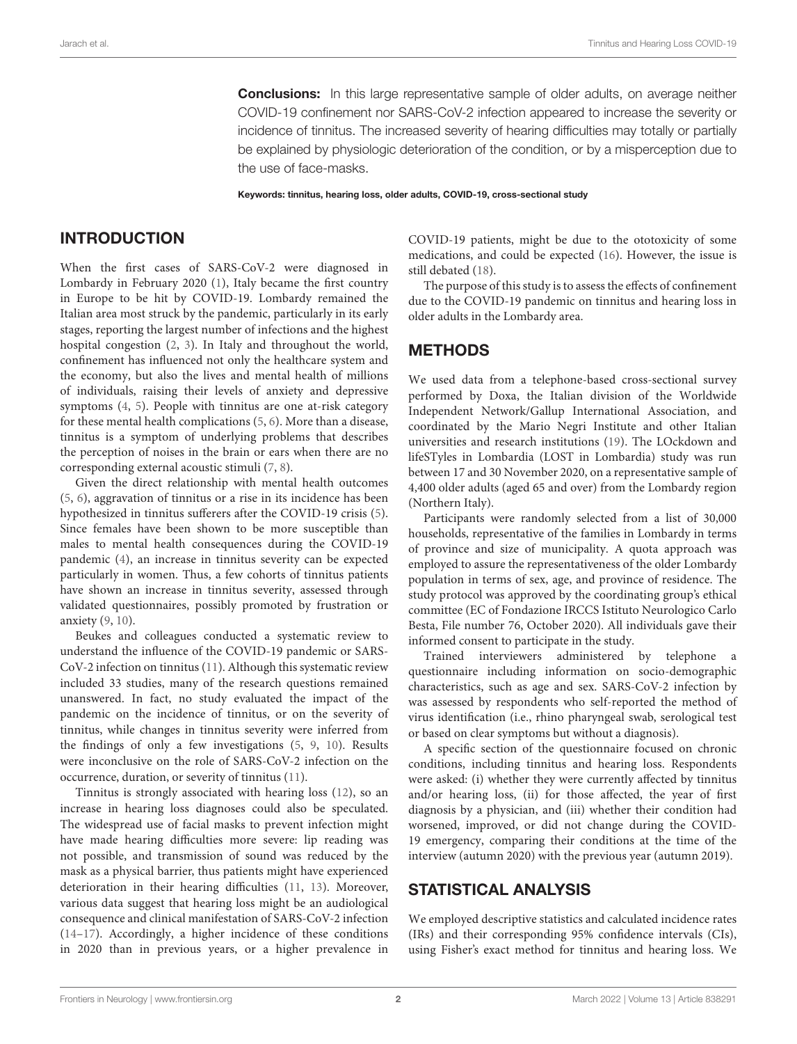**Conclusions:** In this large representative sample of older adults, on average neither COVID-19 confinement nor SARS-CoV-2 infection appeared to increase the severity or incidence of tinnitus. The increased severity of hearing difficulties may totally or partially be explained by physiologic deterioration of the condition, or by a misperception due to the use of face-masks.

**Keywords: tinnitus, hearing loss, older adults, COVID-19, cross-sectional study**

## INTRODUCTION

When the first cases of SARS-CoV-2 were diagnosed in Lombardy in February 2020 (1), Italy became the first country in Europe to be hit by COVID-19. Lombardy remained the Italian area most struck by the pandemic, particularly in its early stages, reporting the largest number of infections and the highest hospital congestion (2, 3). In Italy and throughout the world, confinement has influenced not only the healthcare system and the economy, but also the lives and mental health of millions of individuals, raising their levels of anxiety and depressive symptoms (4, 5). People with tinnitus are one at-risk category for these mental health complications (5, 6). More than a disease, tinnitus is a symptom of underlying problems that describes the perception of noises in the brain or ears when there are no corresponding external acoustic stimuli (7, 8).

Given the direct relationship with mental health outcomes (5, 6), aggravation of tinnitus or a rise in its incidence has been hypothesized in tinnitus sufferers after the COVID-19 crisis (5). Since females have been shown to be more susceptible than males to mental health consequences during the COVID-19 pandemic (4), an increase in tinnitus severity can be expected particularly in women. Thus, a few cohorts of tinnitus patients have shown an increase in tinnitus severity, assessed through validated questionnaires, possibly promoted by frustration or anxiety (9, 10).

Beukes and colleagues conducted a systematic review to understand the influence of the COVID-19 pandemic or SARS-CoV-2 infection on tinnitus (11). Although this systematic review included 33 studies, many of the research questions remained unanswered. In fact, no study evaluated the impact of the pandemic on the incidence of tinnitus, or on the severity of tinnitus, while changes in tinnitus severity were inferred from the findings of only a few investigations (5, 9, 10). Results were inconclusive on the role of SARS-CoV-2 infection on the occurrence, duration, or severity of tinnitus (11).

Tinnitus is strongly associated with hearing loss (12), so an increase in hearing loss diagnoses could also be speculated. The widespread use of facial masks to prevent infection might have made hearing difficulties more severe: lip reading was not possible, and transmission of sound was reduced by the mask as a physical barrier, thus patients might have experienced deterioration in their hearing difficulties (11, 13). Moreover, various data suggest that hearing loss might be an audiological consequence and clinical manifestation of SARS-CoV-2 infection (14–17). Accordingly, a higher incidence of these conditions in 2020 than in previous years, or a higher prevalence in COVID-19 patients, might be due to the ototoxicity of some medications, and could be expected (16). However, the issue is still debated (18).

The purpose of this study is to assess the effects of confinement due to the COVID-19 pandemic on tinnitus and hearing loss in older adults in the Lombardy area.

## METHODS

We used data from a telephone-based cross-sectional survey performed by Doxa, the Italian division of the Worldwide Independent Network/Gallup International Association, and coordinated by the Mario Negri Institute and other Italian universities and research institutions (19). The LOckdown and lifeSTyles in Lombardia (LOST in Lombardia) study was run between 17 and 30 November 2020, on a representative sample of 4,400 older adults (aged 65 and over) from the Lombardy region (Northern Italy).

Participants were randomly selected from a list of 30,000 households, representative of the families in Lombardy in terms of province and size of municipality. A quota approach was employed to assure the representativeness of the older Lombardy population in terms of sex, age, and province of residence. The study protocol was approved by the coordinating group's ethical committee (EC of Fondazione IRCCS Istituto Neurologico Carlo Besta, File number 76, October 2020). All individuals gave their informed consent to participate in the study.

Trained interviewers administered by telephone a questionnaire including information on socio-demographic characteristics, such as age and sex. SARS-CoV-2 infection by was assessed by respondents who self-reported the method of virus identification (i.e., rhino pharyngeal swab, serological test or based on clear symptoms but without a diagnosis).

A specific section of the questionnaire focused on chronic conditions, including tinnitus and hearing loss. Respondents were asked: (i) whether they were currently affected by tinnitus and/or hearing loss, (ii) for those affected, the year of first diagnosis by a physician, and (iii) whether their condition had worsened, improved, or did not change during the COVID-19 emergency, comparing their conditions at the time of the interview (autumn 2020) with the previous year (autumn 2019).

## STATISTICAL ANALYSIS

We employed descriptive statistics and calculated incidence rates (IRs) and their corresponding 95% confidence intervals (CIs), using Fisher's exact method for tinnitus and hearing loss. We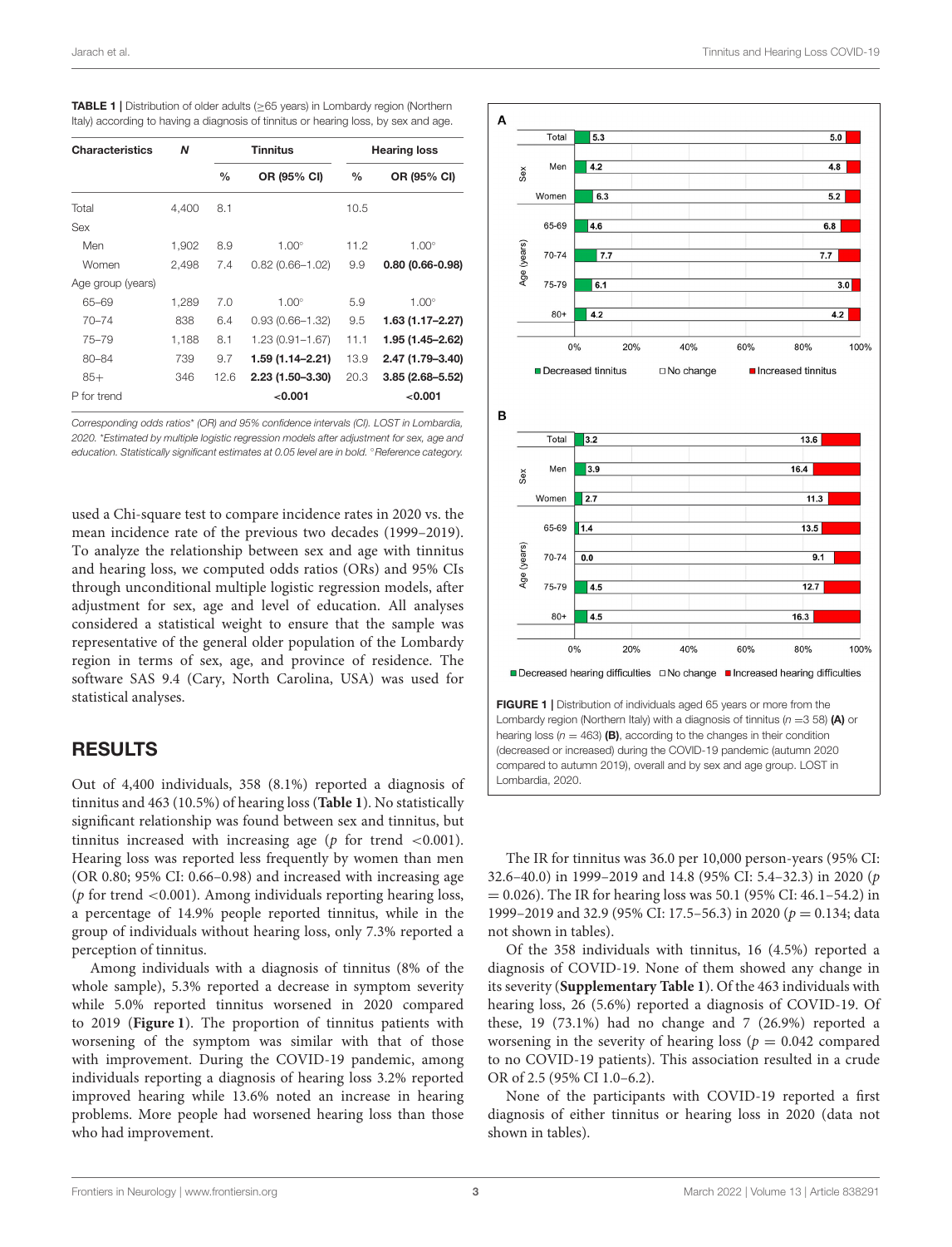**TABLE 1** | Distribution of older adults (≥65 years) in Lombardy region (Northern Italy) according to having a diagnosis of tinnitus or hearing loss, by sex and age.

| Characteristics | N | Tinnitus | | Hearing loss | |
|---|---|---|---|---|---|
| | | % | OR (95% CI) | % | OR (95% CI) |
| Total | 4,400 | 8.1 | | 10.5 | |
| Sex | | | | | |
| Men | 1,902 | 8.9 | 1.00° | 11.2 | 1.00° |
| Women | 2,498 | 7.4 | 0.82 (0.66–1.02) | 9.9 | **0.80 (0.66-0.98)** |
| Age group (years) | | | | | |
| 65–69 | 1,289 | 7.0 | 1.00° | 5.9 | 1.00° |
| 70–74 | 838 | 6.4 | 0.93 (0.66–1.32) | 9.5 | **1.63 (1.17–2.27)** |
| 75–79 | 1,188 | 8.1 | 1.23 (0.91–1.67) | 11.1 | **1.95 (1.45–2.62)** |
| 80–84 | 739 | 9.7 | **1.59 (1.14–2.21)** | 13.9 | **2.47 (1.79–3.40)** |
| 85+ | 346 | 12.6 | **2.23 (1.50–3.30)** | 20.3 | **3.85 (2.68–5.52)** |
| P for trend | | | **<0.001** | | **<0.001** |

*Corresponding odds ratios* (OR) and 95% confidence intervals (CI). LOST in Lombardia, 2020. *Estimated by multiple logistic regression models after adjustment for sex, age and education. Statistically significant estimates at 0.05 level are in bold. °Reference category.*

used a Chi-square test to compare incidence rates in 2020 vs. the mean incidence rate of the previous two decades (1999–2019). To analyze the relationship between sex and age with tinnitus and hearing loss, we computed odds ratios (ORs) and 95% CIs through unconditional multiple logistic regression models, after adjustment for sex, age and level of education. All analyses considered a statistical weight to ensure that the sample was representative of the general older population of the Lombardy region in terms of sex, age, and province of residence. The software SAS 9.4 (Cary, North Carolina, USA) was used for statistical analyses.

## RESULTS

Out of 4,400 individuals, 358 (8.1%) reported a diagnosis of tinnitus and 463 (10.5%) of hearing loss (**Table 1**). No statistically significant relationship between sex and tinnitus was found between sex and tinnitus, but tinnitus increased with increasing age ($p$ for trend <0.001). Hearing loss was reported less frequently by women than men (OR 0.80; 95% CI: 0.66–0.98) and increased with increasing age ($p$ for trend <0.001). Among individuals reporting hearing loss, a percentage of 14.9% people reported tinnitus, while in the group of individuals without hearing loss, only 7.3% reported a perception of tinnitus.

Among individuals with a diagnosis of tinnitus (8% of the whole sample), 5.3% reported a decrease in symptom severity while 5.0% reported tinnitus worsened in 2020 compared to 2019 (**Figure 1**). The proportion of tinnitus patients with worsening of the symptom was similar with that of those with improvement. During the COVID-19 pandemic, among individuals reporting a diagnosis of hearing loss 3.2% reported improved hearing while 13.6% noted an increase in hearing problems. More people had worsened hearing loss than those who had improvement.

**FIGURE 1** | Distribution of individuals aged 65 years or more from the Lombardy region (Northern Italy) with a diagnosis of tinnitus ($n$ =3 58) **(A)** or hearing loss ($n$ = 463) **(B)**, according to the changes in their condition (decreased or increased) during the COVID-19 pandemic (autumn 2020 compared to autumn 2019), overall and by sex and age group. LOST in Lombardia, 2020.

The IR for tinnitus was 36.0 per 10,000 person-years (95% CI: 32.6–40.0) in 1999–2019 and 14.8 (95% CI: 5.4–32.3) in 2020 ($p$ = 0.026). The IR for hearing loss was 50.1 (95% CI: 46.1–54.2) in 1999–2019 and 32.9 (95% CI: 17.5–56.3) in 2020 ($p$ = 0.134; data not shown in tables).

Of the 358 individuals with tinnitus, 16 (4.5%) reported a diagnosis of COVID-19. None of them showed any change in its severity (**Supplementary Table 1**). Of the 463 individuals with hearing loss, 26 (5.6%) reported a diagnosis of COVID-19. Of these, 19 (73.1%) had no change and 7 (26.9%) reported a worsening in the severity of hearing loss ($p$ = 0.042 compared to no COVID-19 patients). This association resulted in a crude OR of 2.5 (95% CI 1.0–6.2).

None of the participants with COVID-19 reported a first diagnosis of either tinnitus or hearing loss in 2020 (data not shown in tables).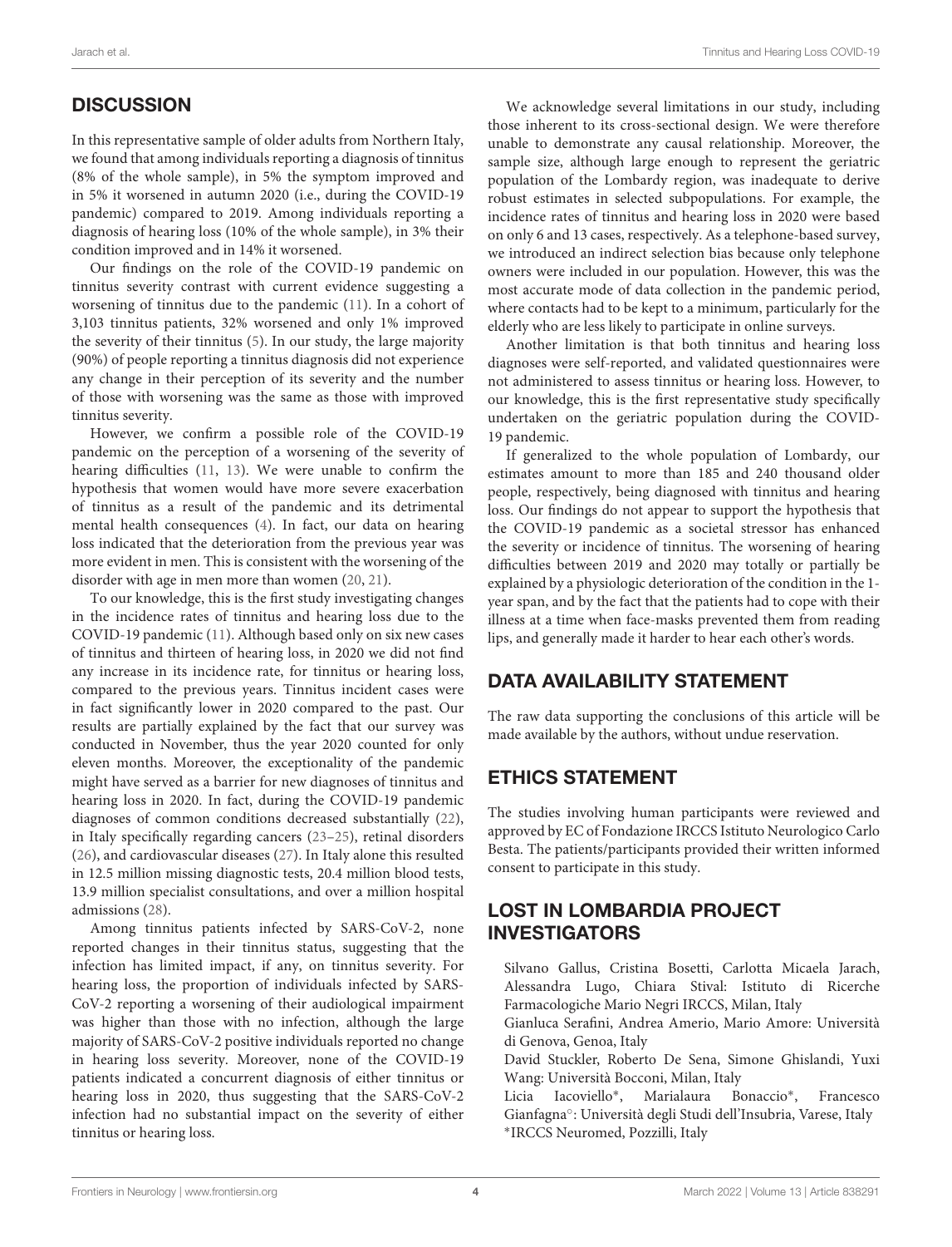## DISCUSSION

In this representative sample of older adults from Northern Italy, we found that among individuals reporting a diagnosis of tinnitus (8% of the whole sample), in 5% the symptom improved and in 5% it worsened in autumn 2020 (i.e., during the COVID-19 pandemic) compared to 2019. Among individuals reporting a diagnosis of hearing loss (10% of the whole sample), in 3% their condition improved and in 14% it worsened.

Our findings on the role of the COVID-19 pandemic on tinnitus severity contrast with current evidence suggesting a worsening of tinnitus due to the pandemic (11). In a cohort of 3,103 tinnitus patients, 32% worsened and only 1% improved the severity of their tinnitus (5). In our study, the large majority (90%) of people reporting a tinnitus diagnosis did not experience any change in their perception of its severity and the number of those with worsening was the same as those with improved tinnitus severity.

However, we confirm a possible role of the COVID-19 pandemic on the perception of a worsening of the severity of hearing difficulties (11, 13). We were unable to confirm the hypothesis that women would have more severe exacerbation of tinnitus as a result of the pandemic and its detrimental mental health consequences (4). In fact, our data on hearing loss indicated that the deterioration from the previous year was more evident in men. This is consistent with the worsening of the disorder with age in men more than women (20, 21).

To our knowledge, this is the first study investigating changes in the incidence rates of tinnitus and hearing loss due to the COVID-19 pandemic (11). Although based only on six new cases of tinnitus and thirteen of hearing loss, in 2020 we did not find any increase in its incidence rate, for tinnitus or hearing loss, compared to the previous years. Tinnitus incident cases were in fact significantly lower in 2020 compared to the past. Our results are partially explained by the fact that our survey was conducted in November, thus the year 2020 counted for only eleven months. Moreover, the exceptionality of the pandemic might have served as a barrier for new diagnoses of tinnitus and hearing loss in 2020. In fact, during the COVID-19 pandemic diagnoses of common conditions decreased substantially (22), in Italy specifically regarding cancers (23–25), retinal disorders (26), and cardiovascular diseases (27). In Italy alone this resulted in 12.5 million missing diagnostic tests, 20.4 million blood tests, 13.9 million specialist consultations, and over a million hospital admissions (28).

Among tinnitus patients infected by SARS-CoV-2, none reported changes in their tinnitus status, suggesting that the infection has limited impact, if any, on tinnitus severity. For hearing loss, the proportion of individuals infected by SARS-CoV-2 reporting a worsening of their audiological impairment was higher than those with no infection, although the large majority of SARS-CoV-2 positive individuals reported no change in hearing loss severity. Moreover, none of the COVID-19 patients indicated a concurrent diagnosis of either tinnitus or hearing loss in 2020, thus suggesting that the SARS-CoV-2 infection had no substantial impact on the severity of either tinnitus or hearing loss.

We acknowledge several limitations in our study, including those inherent to its cross-sectional design. We were therefore unable to demonstrate any causal relationship. Moreover, the sample size, although large enough to represent the geriatric population of the Lombardy region, was inadequate to derive robust estimates in selected subpopulations. For example, the incidence rates of tinnitus and hearing loss in 2020 were based on only 6 and 13 cases, respectively. As a telephone-based survey, we introduced an indirect selection bias because only telephone owners were included in our population. However, this was the most accurate mode of data collection in the pandemic period, where contacts had to be kept to a minimum, particularly for the elderly who are less likely to participate in online surveys.

Another limitation is that both tinnitus and hearing loss diagnoses were self-reported, and validated questionnaires were not administered to assess tinnitus or hearing loss. However, to our knowledge, this is the first representative study specifically undertaken on the geriatric population during the COVID-19 pandemic.

If generalized to the whole population of Lombardy, our estimates amount to more than 185 and 240 thousand older people, respectively, being diagnosed with tinnitus and hearing loss. Our findings do not appear to support the hypothesis that the COVID-19 pandemic as a societal stressor has enhanced the severity or incidence of tinnitus. The worsening of hearing difficulties between 2019 and 2020 may totally or partially be explained by a physiologic deterioration of the condition in the 1-year span, and by the fact that the patients had to cope with their illness at a time when face-masks prevented them from reading lips, and generally made it harder to hear each other's words.

## DATA AVAILABILITY STATEMENT

The raw data supporting the conclusions of this article will be made available by the authors, without undue reservation.

## ETHICS STATEMENT

The studies involving human participants were reviewed and approved by EC of Fondazione IRCCS Istituto Neurologico Carlo Besta. The patients/participants provided their written informed consent to participate in this study.

## LOST IN LOMBARDIA PROJECT INVESTIGATORS

Silvano Gallus, Cristina Bosetti, Carlotta Micaela Jarach, Alessandra Lugo, Chiara Stival: Istituto di Ricerche Farmacologiche Mario Negri IRCCS, Milan, Italy

Gianluca Serafini, Andrea Amerio, Mario Amore: Università di Genova, Genoa, Italy

David Stuckler, Roberto De Sena, Simone Ghislandi, Yuxi Wang: Università Bocconi, Milan, Italy

Licia Iacoviello*, Marialaura Bonaccio*, Francesco Gianfagna°: Università degli Studi dell'Insubria, Varese, Italy

*IRCCS Neuromed, Pozzilli, Italy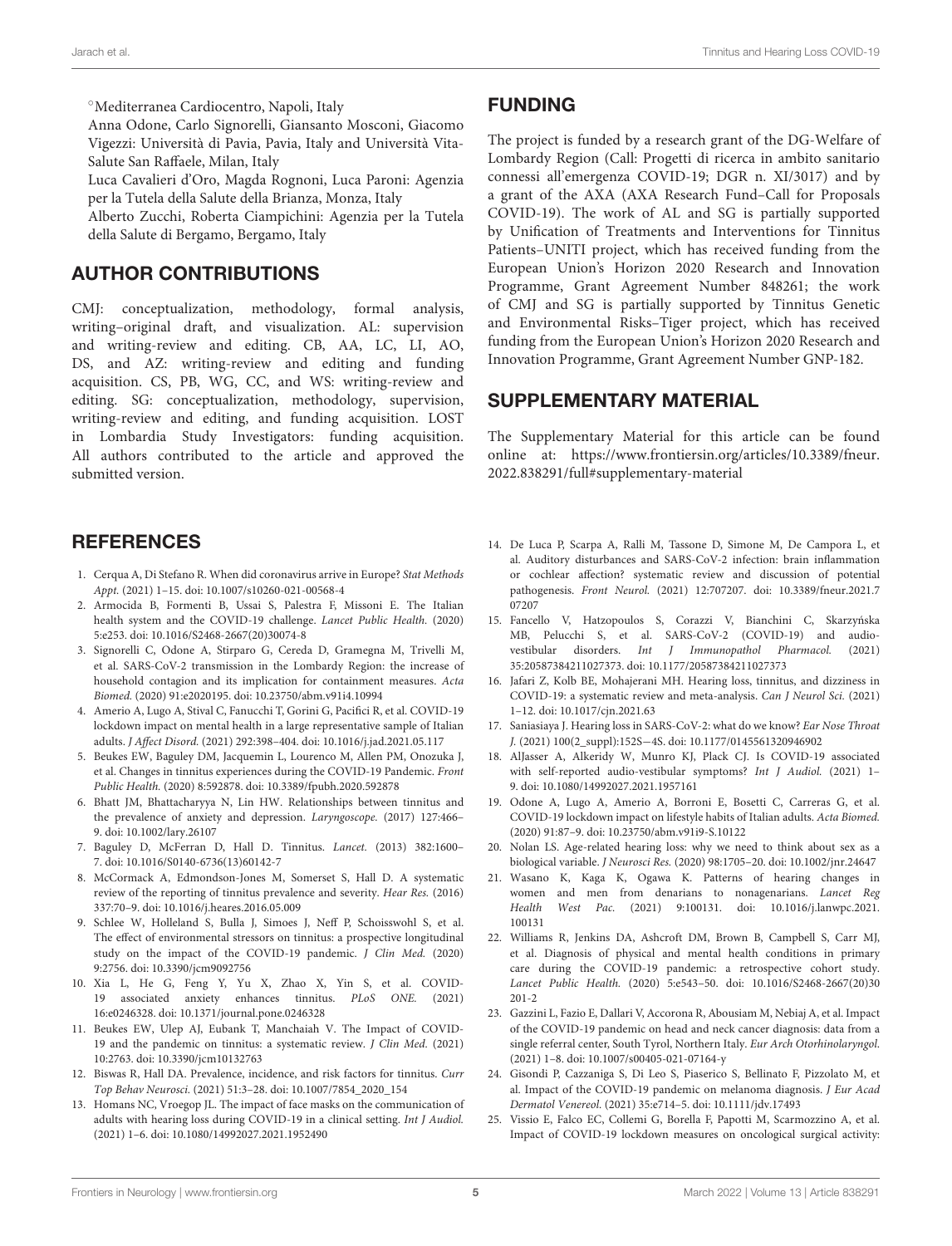[o]Mediterranea Cardiocentro, Napoli, Italy

Anna Odone, Carlo Signorelli, Giansanto Mosconi, Giacomo Vigezzi: Università di Pavia, Pavia, Italy and Università Vita-Salute San Raffaele, Milan, Italy

Luca Cavalieri d'Oro, Magda Rognoni, Luca Paroni: Agenzia per la Tutela della Salute della Brianza, Monza, Italy

Alberto Zucchi, Roberta Ciampichini: Agenzia per la Tutela della Salute di Bergamo, Bergamo, Italy

## AUTHOR CONTRIBUTIONS

CMJ: conceptualization, methodology, formal analysis, writing–original draft, and visualization. AL: supervision and writing-review and editing. CB, AA, LC, LI, AO, DS, and AZ: writing-review and editing and funding acquisition. CS, PB, WG, CC, and WS: writing-review and editing. SG: conceptualization, methodology, supervision, writing-review and editing, and funding acquisition. LOST in Lombardia Study Investigators: funding acquisition. All authors contributed to the article and approved the submitted version.

## FUNDING

The project is funded by a research grant of the DG-Welfare of Lombardy Region (Call: Progetti di ricerca in ambito sanitario connessi all'emergenza COVID-19; DGR n. XI/3017) and by a grant of the AXA (AXA Research Fund–Call for Proposals COVID-19). The work of AL and SG is partially supported by Unification of Treatments and Interventions for Tinnitus Patients–UNITI project, which has received funding from the European Union's Horizon 2020 Research and Innovation Programme, Grant Agreement Number 848261; the work of CMJ and SG is partially supported by Tinnitus Genetic and Environmental Risks–Tiger project, which has received funding from the European Union's Horizon 2020 Research and Innovation Programme, Grant Agreement Number GNP-182.

## SUPPLEMENTARY MATERIAL

The Supplementary Material for this article can be found online at: https://www.frontiersin.org/articles/10.3389/fneur.2022.838291/full#supplementary-material

## REFERENCES

1. Cerqua A, Di Stefano R. When did coronavirus arrive in Europe? *Stat Methods Appt.* (2021) 1–15. doi: 10.1007/s10260-021-00568-4
2. Armocida B, Formenti B, Ussai S, Palestra F, Missoni E. The Italian health system and the COVID-19 challenge. *Lancet Public Health.* (2020) 5:e253. doi: 10.1016/S2468-2667(20)30074-8
3. Signorelli C, Odone A, Stirparo G, Cereda D, Gramegna M, Trivelli M, et al. SARS-CoV-2 transmission in the Lombardy Region: the increase of household contagion and its implication for containment measures. *Acta Biomed.* (2020) 91:e2020195. doi: 10.23750/abm.v91i4.10994
4. Amerio A, Lugo A, Stival C, Fanucchi T, Gorini G, Pacifici R, et al. COVID-19 lockdown impact on mental health in a large representative sample of Italian adults. *J Affect Disord.* (2021) 292:398–404. doi: 10.1016/j.jad.2021.05.117
5. Beukes EW, Baguley DM, Jacquemin L, Lourenco M, Allen PM, Onozuka J, et al. Changes in tinnitus experiences during the COVID-19 Pandemic. *Front Public Health.* (2020) 8:592878. doi: 10.3389/fpubh.2020.592878
6. Bhatt JM, Bhattacharyya N, Lin HW. Relationships between tinnitus and the prevalence of anxiety and depression. *Laryngoscope.* (2017) 127:466–9. doi: 10.1002/lary.26107
7. Baguley D, McFerran D, Hall D. Tinnitus. *Lancet.* (2013) 382:1600–7. doi: 10.1016/S0140-6736(13)60142-7
8. McCormack A, Edmondson-Jones M, Somerset S, Hall D. A systematic review of the reporting of tinnitus prevalence and severity. *Hear Res.* (2016) 337:70–9. doi: 10.1016/j.heares.2016.05.009
9. Schlee W, Holleland S, Bulla J, Simoes J, Neff P, Schoisswohl S, et al. The effect of environmental stressors on tinnitus: a prospective longitudinal study on the impact of the COVID-19 pandemic. *J Clin Med.* (2020) 9:2756. doi: 10.3390/jcm9092756
10. Xia L, He G, Feng Y, Yu X, Zhao X, Yin S, et al. COVID-19 associated anxiety enhances tinnitus. *PLoS ONE.* (2021) 16:e0246328. doi: 10.1371/journal.pone.0246328
11. Beukes EW, Ulep AJ, Eubank T, Manchaiah V. The Impact of COVID-19 and the pandemic on tinnitus: a systematic review. *J Clin Med.* (2021) 10:2763. doi: 10.3390/jcm10132763
12. Biswas R, Hall DA. Prevalence, incidence, and risk factors for tinnitus. *Curr Top Behav Neurosci.* (2021) 51:3–28. doi: 10.1007/7854_2020_154
13. Homans NC, Vroegop JL. The impact of face masks on the communication of adults with hearing loss during COVID-19 in a clinical setting. *Int J Audiol.* (2021) 1–6. doi: 10.1080/14992027.2021.1952490
14. De Luca P, Scarpa A, Ralli M, Tassone D, Simone M, De Campora L, et al. Auditory disturbances and SARS-CoV-2 infection: brain inflammation or cochlear affection? systematic review and discussion of potential pathogenesis. *Front Neurol.* (2021) 12:707207. doi: 10.3389/fneur.2021.707207
15. Fancello V, Hatzopoulos S, Corazzi V, Bianchini C, Skarzyńska MB, Pelucchi S, et al. SARS-CoV-2 (COVID-19) and audio-vestibular disorders. *Int J Immunopathol Pharmacol.* (2021) 35:20587384211027373. doi: 10.1177/20587384211027373
16. Jafari Z, Kolb BE, Mohajerani MH. Hearing loss, tinnitus, and dizziness in COVID-19: a systematic review and meta-analysis. *Can J Neurol Sci.* (2021) 1–12. doi: 10.1017/cjn.2021.63
17. Saniasiaya J. Hearing loss in SARS-CoV-2: what do we know? *Ear Nose Throat J.* (2021) 100(2_suppl):152S–4S. doi: 10.1177/0145561320946902
18. AlJasser A, Alkeridy W, Munro KJ, Plack CJ. Is COVID-19 associated with self-reported audio-vestibular symptoms? *Int J Audiol.* (2021) 1–9. doi: 10.1080/14992027.2021.1957161
19. Odone A, Lugo A, Amerio A, Borroni E, Bosetti C, Carreras G, et al. COVID-19 lockdown impact on lifestyle habits of Italian adults. *Acta Biomed.* (2020) 91:87–9. doi: 10.23750/abm.v91i9-S.10122
20. Nolan LS. Age-related hearing loss: why we need to think about sex as a biological variable. *J Neurosci Res.* (2020) 98:1705–20. doi: 10.1002/jnr.24647
21. Wasano K, Kaga K, Ogawa K. Patterns of hearing changes in women and men from denarians to nonagenarians. *Lancet Reg Health West Pac.* (2021) 9:100131. doi: 10.1016/j.lanwpc.2021.100131
22. Williams R, Jenkins DA, Ashcroft DM, Brown B, Campbell S, Carr MJ, et al. Diagnosis of physical and mental health conditions in primary care during the COVID-19 pandemic: a retrospective cohort study. *Lancet Public Health.* (2020) 5:e543–50. doi: 10.1016/S2468-2667(20)30201-2
23. Gazzini L, Fazio E, Dallari V, Accorona R, Abousiam M, Nebiaj A, et al. Impact of the COVID-19 pandemic on head and neck cancer diagnosis: data from a single referral center, South Tyrol, Northern Italy. *Eur Arch Otorhinolaryngol.* (2021) 1–8. doi: 10.1007/s00405-021-07164-y
24. Gisondi P, Cazzaniga S, Di Leo S, Piaserico S, Bellinato F, Pizzolato M, et al. Impact of the COVID-19 pandemic on melanoma diagnosis. *J Eur Acad Dermatol Venereol.* (2021) 35:e714–5. doi: 10.1111/jdv.17493
25. Vissio E, Falco EC, Collemi G, Borella F, Papotti M, Scarmozzino A, et al. Impact of COVID-19 lockdown measures on oncological surgical activity: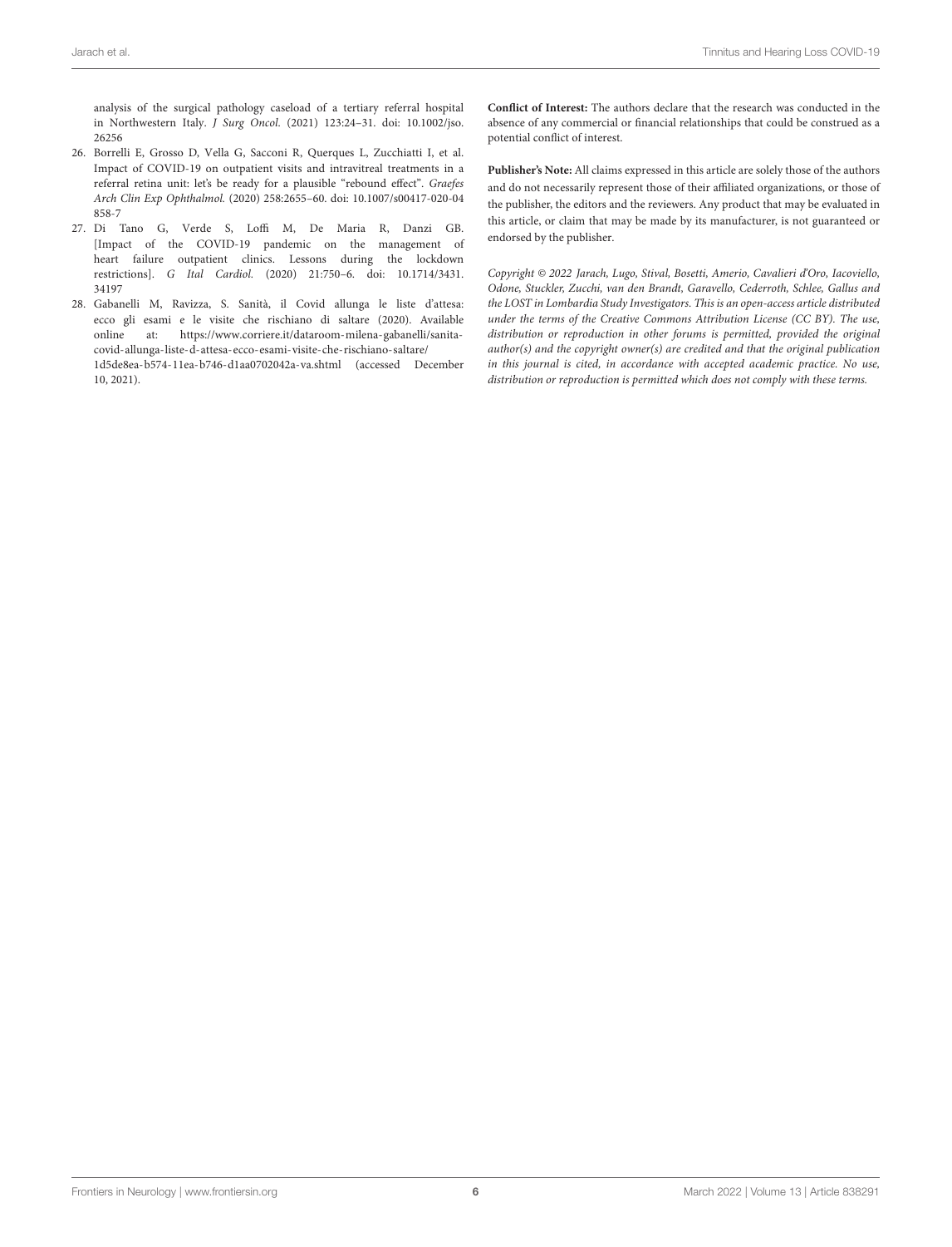analysis of the surgical pathology caseload of a tertiary referral hospital in Northwestern Italy. *J Surg Oncol.* (2021) 123:24–31. doi: 10.1002/jso.26256

26. Borrelli E, Grosso D, Vella G, Sacconi R, Querques L, Zucchiatti I, et al. Impact of COVID-19 on outpatient visits and intravitreal treatments in a referral retina unit: let's be ready for a plausible "rebound effect". *Graefes Arch Clin Exp Ophthalmol.* (2020) 258:2655–60. doi: 10.1007/s00417-020-04858-7
27. Di Tano G, Verde S, Loffi M, De Maria R, Danzi GB. [Impact of the COVID-19 pandemic on the management of heart failure outpatient clinics. Lessons during the lockdown restrictions]. *G Ital Cardiol.* (2020) 21:750–6. doi: 10.1714/3431.34197
28. Gabanelli M, Ravizza, S. Sanità, il Covid allunga le liste d'attesa: ecco gli esami e le visite che rischiano di saltare (2020). Available online at: https://www.corriere.it/dataroom-milena-gabanelli/sanita-covid-allunga-liste-d-attesa-ecco-esami-visite-che-rischiano-saltare/1d5de8ea-b574-11ea-b746-d1aa0702042a-va.shtml (accessed December 10, 2021).

**Conflict of Interest:** The authors declare that the research was conducted in the absence of any commercial or financial relationships that could be construed as a potential conflict of interest.

**Publisher's Note:** All claims expressed in this article are solely those of the authors and do not necessarily represent those of their affiliated organizations, or those of the publisher, the editors and the reviewers. Any product that may be evaluated in this article, or claim that may be made by its manufacturer, is not guaranteed or endorsed by the publisher.

*Copyright © 2022 Jarach, Lugo, Stival, Bosetti, Amerio, Cavalieri d'Oro, Iacoviello, Odone, Stuckler, Zucchi, van den Brandt, Garavello, Cederroth, Schlee, Gallus and the LOST in Lombardia Study Investigators. This is an open-access article distributed under the terms of the Creative Commons Attribution License (CC BY). The use, distribution or reproduction in other forums is permitted, provided the original author(s) and the copyright owner(s) are credited and that the original publication in this journal is cited, in accordance with accepted academic practice. No use, distribution or reproduction is permitted which does not comply with these terms.*